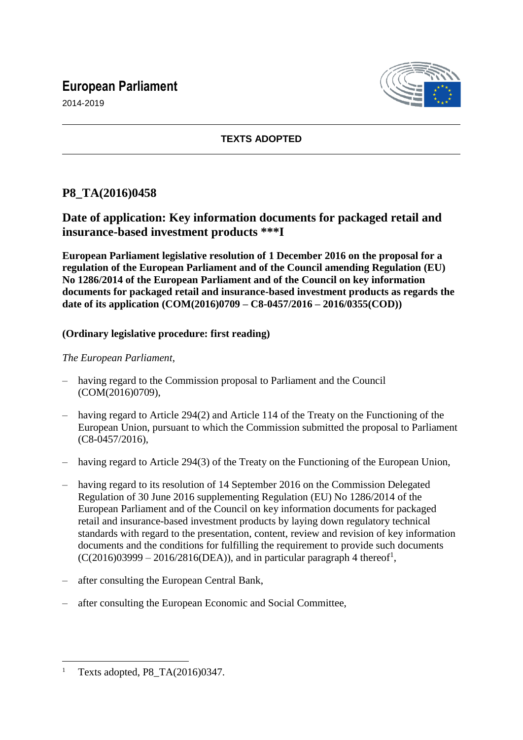# European Parliament

2014-2019

**TEXTS ADOPTED**

## P8_TA(2016)0458

## Date of application: Key information documents for packaged retail and insurance-based investment products ***I

**European Parliament legislative resolution of 1 December 2016 on the proposal for a regulation of the European Parliament and of the Council amending Regulation (EU) No 1286/2014 of the European Parliament and of the Council on key information documents for packaged retail and insurance-based investment products as regards the date of its application (COM(2016)0709 – C8-0457/2016 – 2016/0355(COD))**

**(Ordinary legislative procedure: first reading)**

*The European Parliament*,

– having regard to the Commission proposal to Parliament and the Council (COM(2016)0709),

– having regard to Article 294(2) and Article 114 of the Treaty on the Functioning of the European Union, pursuant to which the Commission submitted the proposal to Parliament (C8-0457/2016),

– having regard to Article 294(3) of the Treaty on the Functioning of the European Union,

– having regard to its resolution of 14 September 2016 on the Commission Delegated Regulation of 30 June 2016 supplementing Regulation (EU) No 1286/2014 of the European Parliament and of the Council on key information documents for packaged retail and insurance-based investment products by laying down regulatory technical standards with regard to the presentation, content, review and revision of key information documents and the conditions for fulfilling the requirement to provide such documents (C(2016)03999 – 2016/2816(DEA)), and in particular paragraph 4 thereof[1],

– after consulting the European Central Bank,

– after consulting the European Economic and Social Committee,

---

[1] Texts adopted, P8_TA(2016)0347.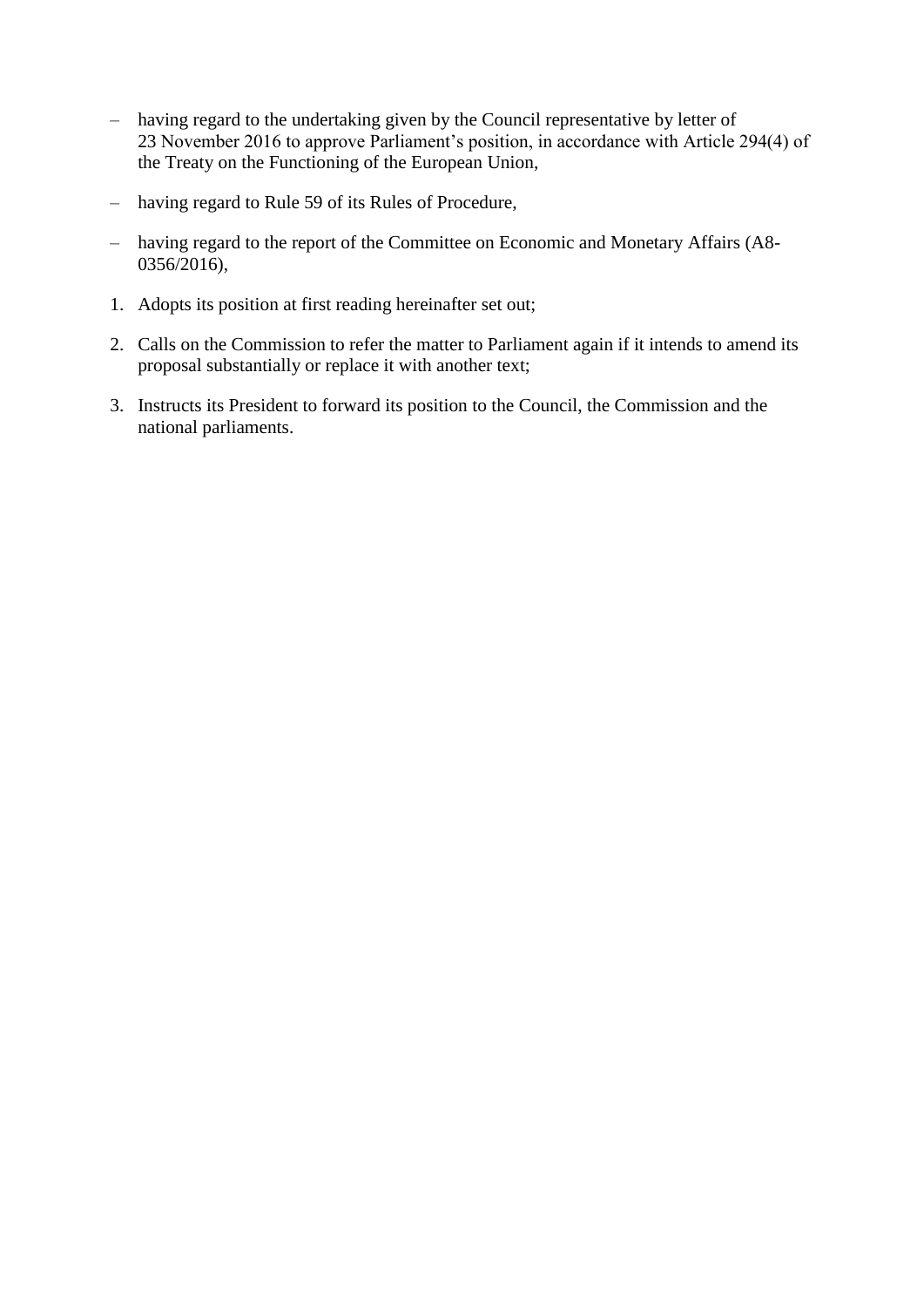– having regard to the undertaking given by the Council representative by letter of 23 November 2016 to approve Parliament's position, in accordance with Article 294(4) of the Treaty on the Functioning of the European Union,

– having regard to Rule 59 of its Rules of Procedure,

– having regard to the report of the Committee on Economic and Monetary Affairs (A8-0356/2016),

1. Adopts its position at first reading hereinafter set out;

2. Calls on the Commission to refer the matter to Parliament again if it intends to amend its proposal substantially or replace it with another text;

3. Instructs its President to forward its position to the Council, the Commission and the national parliaments.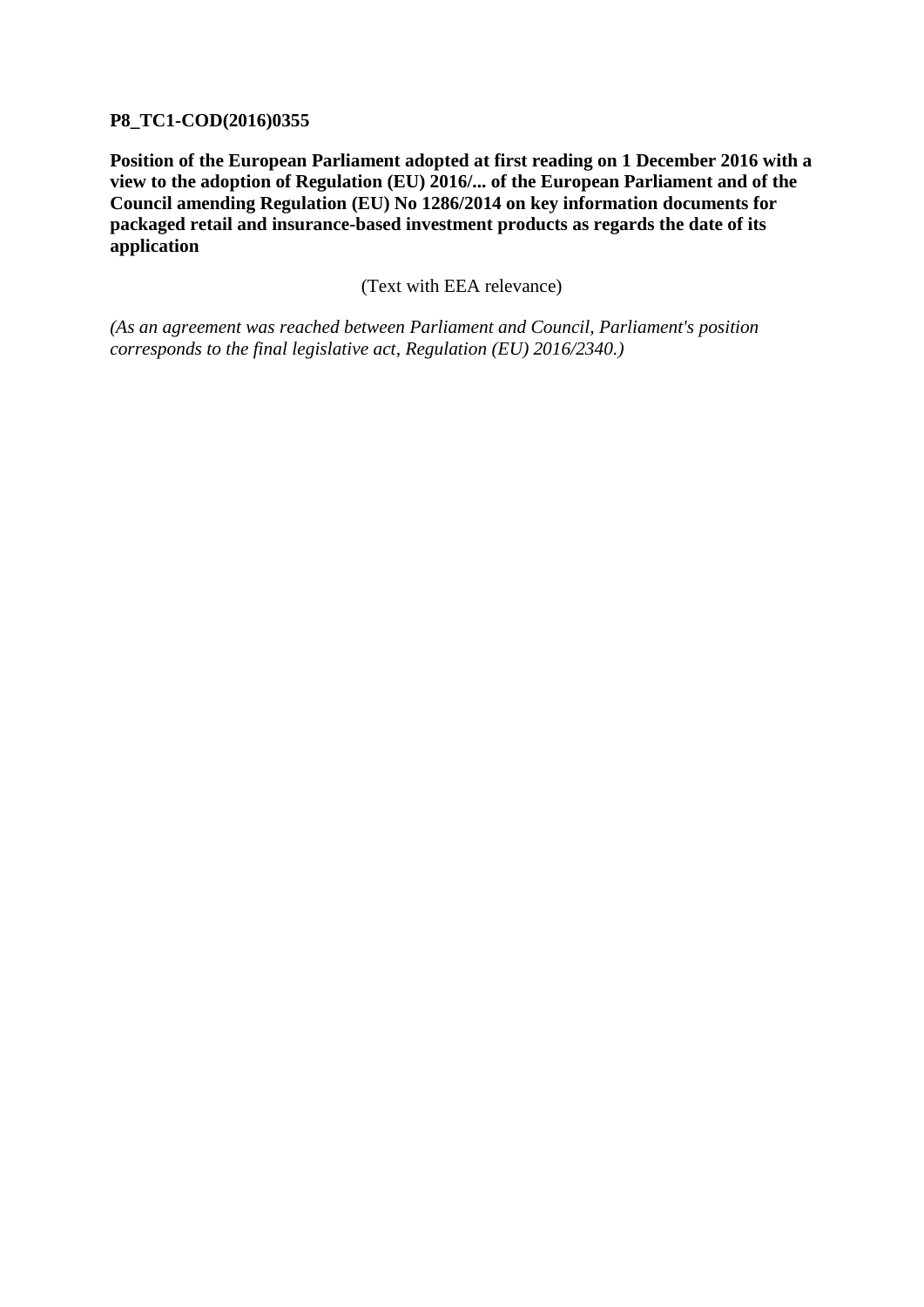**P8_TC1-COD(2016)0355**

**Position of the European Parliament adopted at first reading on 1 December 2016 with a view to the adoption of Regulation (EU) 2016/... of the European Parliament and of the Council amending Regulation (EU) No 1286/2014 on key information documents for packaged retail and insurance-based investment products as regards the date of its application**

(Text with EEA relevance)

*(As an agreement was reached between Parliament and Council, Parliament's position corresponds to the final legislative act, Regulation (EU) 2016/2340.)*